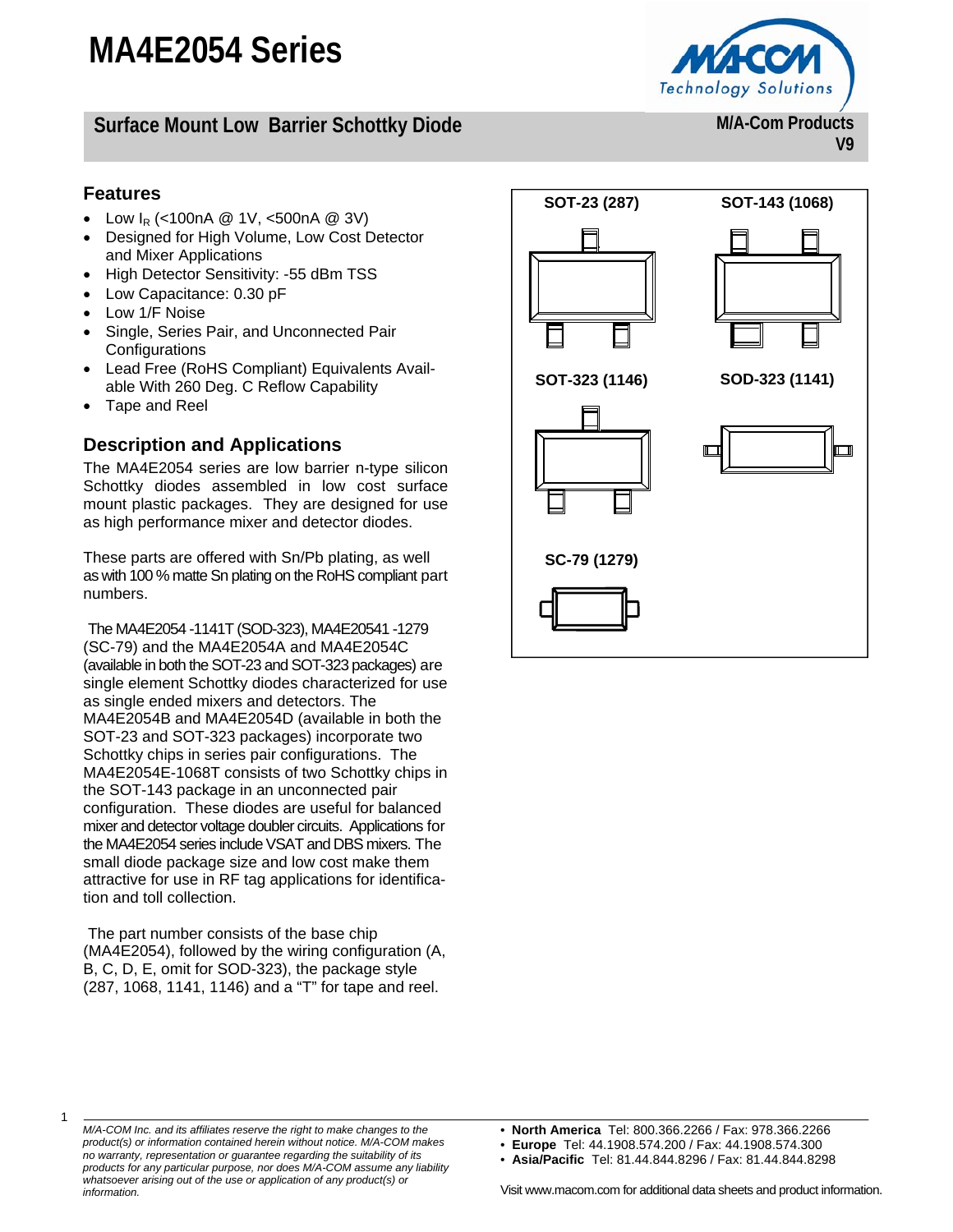# MA4E2054 Series

## Surface Mount Low Barrier Schottky Diode

M/A-Com Products
V9

## Features

- Low $I_R$ (<100nA @ 1V, <500nA @ 3V)
- Designed for High Volume, Low Cost Detector and Mixer Applications
- High Detector Sensitivity: -55 dBm TSS
- Low Capacitance: 0.30 pF
- Low 1/F Noise
- Single, Series Pair, and Unconnected Pair Configurations
- Lead Free (RoHS Compliant) Equivalents Available With 260 Deg. C Reflow Capability
- Tape and Reel

## Description and Applications

The MA4E2054 series are low barrier n-type silicon Schottky diodes assembled in low cost surface mount plastic packages. They are designed for use as high performance mixer and detector diodes.

These parts are offered with Sn/Pb plating, as well as with 100 % matte Sn plating on the RoHS compliant part numbers.

The MA4E2054 -1141T (SOD-323), MA4E20541 -1279 (SC-79) and the MA4E2054A and MA4E2054C (available in both the SOT-23 and SOT-323 packages) are single element Schottky diodes characterized for use as single ended mixers and detectors. The MA4E2054B and MA4E2054D (available in both the SOT-23 and SOT-323 packages) incorporate two Schottky chips in series pair configurations. The MA4E2054E-1068T consists of two Schottky chips in the SOT-143 package in an unconnected pair configuration. These diodes are useful for balanced mixer and detector voltage doubler circuits. Applications for the MA4E2054 series include VSAT and DBS mixers. The small diode package size and low cost make them attractive for use in RF tag applications for identification and toll collection.

The part number consists of the base chip (MA4E2054), followed by the wiring configuration (A, B, C, D, E, omit for SOD-323), the package style (287, 1068, 1141, 1146) and a "T" for tape and reel.

SOT-23 (287) | SOT-143 (1068) | SOT-323 (1146) | SOD-323 (1141) | SC-79 (1279)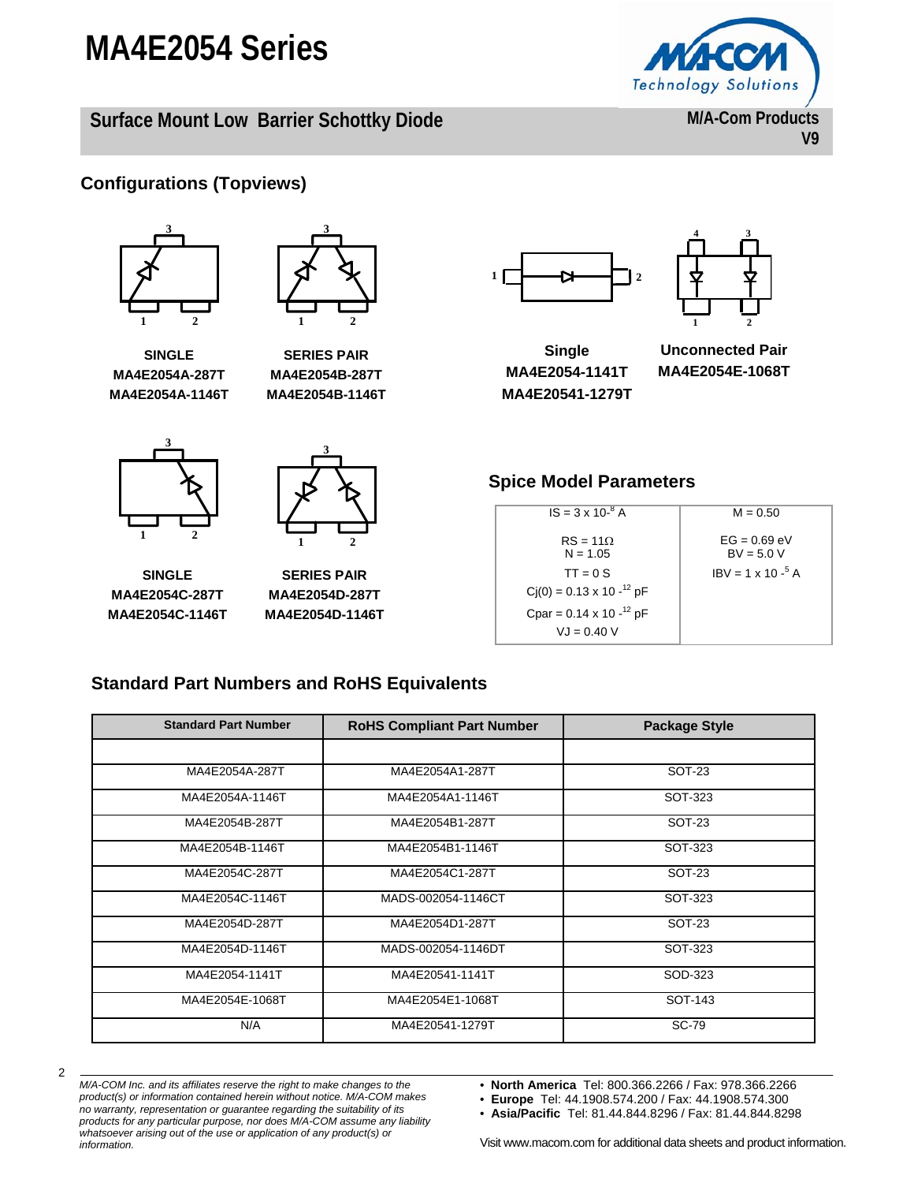# MA4E2054 Series

## Surface Mount Low Barrier Schottky Diode

M/A-Com Products
V9

### Configurations (Topviews)

**SINGLE**
**MA4E2054A-287T**
**MA4E2054A-1146T**

**SERIES PAIR**
**MA4E2054B-287T**
**MA4E2054B-1146T**

**Single**
**MA4E2054-1141T**
**MA4E20541-1279T**

**Unconnected Pair**
**MA4E2054E-1068T**

**SINGLE**
**MA4E2054C-287T**
**MA4E2054C-1146T**

**SERIES PAIR**
**MA4E2054D-287T**
**MA4E2054D-1146T**

### Spice Model Parameters

| | |
|---|---|
| IS = 3 x $10^{-8}$ A | M = 0.50 |
| RS = 11Ω<br>N = 1.05 | EG = 0.69 eV<br>BV = 5.0 V |
| TT = 0 S | IBV = 1 x $10^{-5}$ A |
| Cj(0) = 0.13 x $10^{-12}$ pF | |
| Cpar = 0.14 x $10^{-12}$ pF | |
| VJ = 0.40 V | |

### Standard Part Numbers and RoHS Equivalents

| Standard Part Number | RoHS Compliant Part Number | Package Style |
|---|---|---|
| | | |
| MA4E2054A-287T | MA4E2054A1-287T | SOT-23 |
| MA4E2054A-1146T | MA4E2054A1-1146T | SOT-323 |
| MA4E2054B-287T | MA4E2054B1-287T | SOT-23 |
| MA4E2054B-1146T | MA4E2054B1-1146T | SOT-323 |
| MA4E2054C-287T | MA4E2054C1-287T | SOT-23 |
| MA4E2054C-1146T | MADS-002054-1146CT | SOT-323 |
| MA4E2054D-287T | MA4E2054D1-287T | SOT-23 |
| MA4E2054D-1146T | MADS-002054-1146DT | SOT-323 |
| MA4E2054-1141T | MA4E20541-1141T | SOD-323 |
| MA4E2054E-1068T | MA4E2054E1-1068T | SOT-143 |
| N/A | MA4E20541-1279T | SC-79 |

*M/A-COM Inc. and its affiliates reserve the right to make changes to the product(s) or information contained herein without notice. M/A-COM makes no warranty, representation or guarantee regarding the suitability of its products for any particular purpose, nor does M/A-COM assume any liability whatsoever arising out of the use or application of any product(s) or information.*

- **North America** Tel: 800.366.2266 / Fax: 978.366.2266
- **Europe** Tel: 44.1908.574.200 / Fax: 44.1908.574.300
- **Asia/Pacific** Tel: 81.44.844.8296 / Fax: 81.44.844.8298

Visit www.macom.com for additional data sheets and product information.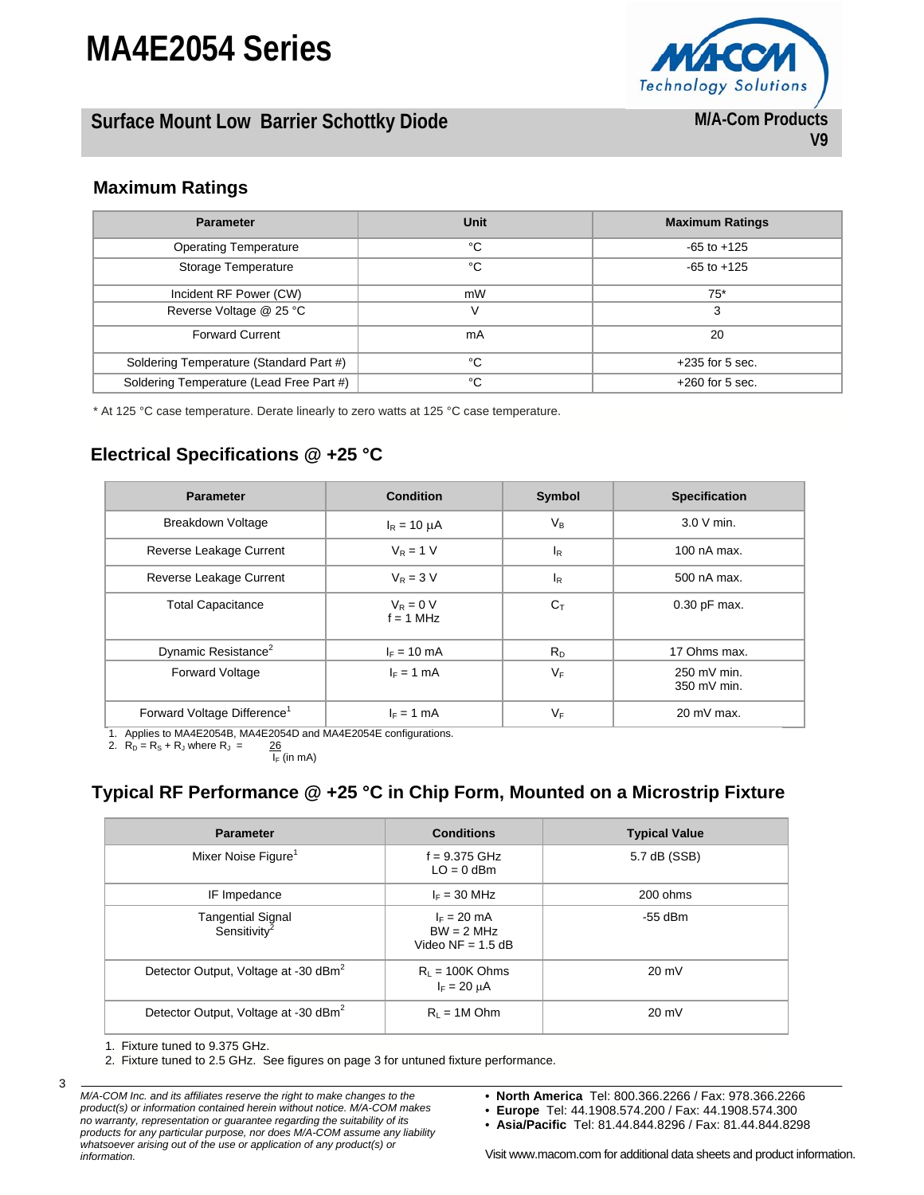# MA4E2054 Series

## Surface Mount Low Barrier Schottky Diode

M/A-Com Products
V9

### Maximum Ratings

| Parameter | Unit | Maximum Ratings |
|---|---|---|
| Operating Temperature | °C | -65 to +125 |
| Storage Temperature | °C | -65 to +125 |
| Incident RF Power (CW) | mW | 75* |
| Reverse Voltage @ 25 °C | V | 3 |
| Forward Current | mA | 20 |
| Soldering Temperature (Standard Part #) | °C | +235 for 5 sec. |
| Soldering Temperature (Lead Free Part #) | °C | +260 for 5 sec. |

* At 125 °C case temperature. Derate linearly to zero watts at 125 °C case temperature.

### Electrical Specifications @ +25 °C

| Parameter | Condition | Symbol | Specification |
|---|---|---|---|
| Breakdown Voltage | $I_R$ = 10 µA | $V_B$ | 3.0 V min. |
| Reverse Leakage Current | $V_R$ = 1 V | $I_R$ | 100 nA max. |
| Reverse Leakage Current | $V_R$ = 3 V | $I_R$ | 500 nA max. |
| Total Capacitance | $V_R$ = 0 V<br>f = 1 MHz | $C_T$ | 0.30 pF max. |
| Dynamic Resistance[2] | $I_F$ = 10 mA | $R_D$ | 17 Ohms max. |
| Forward Voltage | $I_F$ = 1 mA | $V_F$ | 250 mV min.<br>350 mV min. |
| Forward Voltage Difference[1] | $I_F$ = 1 mA | $V_F$ | 20 mV max. |

1. Applies to MA4E2054B, MA4E2054D and MA4E2054E configurations.
2. $R_D = R_S + R_J$ where $R_J = \frac{26}{I_F \text{ (in mA)}}$

### Typical RF Performance @ +25 °C in Chip Form, Mounted on a Microstrip Fixture

| Parameter | Conditions | Typical Value |
|---|---|---|
| Mixer Noise Figure[1] | f = 9.375 GHz<br>LO = 0 dBm | 5.7 dB (SSB) |
| IF Impedance | $I_F$ = 30 MHz | 200 ohms |
| Tangential Signal Sensitivity[2] | $I_F$ = 20 mA<br>BW = 2 MHz<br>Video NF = 1.5 dB | -55 dBm |
| Detector Output, Voltage at -30 dBm[2] | $R_L$ = 100K Ohms<br>$I_F$ = 20 µA | 20 mV |
| Detector Output, Voltage at -30 dBm[2] | $R_L$ = 1M Ohm | 20 mV |

1. Fixture tuned to 9.375 GHz.
2. Fixture tuned to 2.5 GHz. See figures on page 3 for untuned fixture performance.

*M/A-COM Inc. and its affiliates reserve the right to make changes to the product(s) or information contained herein without notice. M/A-COM makes no warranty, representation or guarantee regarding the suitability of its products for any particular purpose, nor does M/A-COM assume any liability whatsoever arising out of the use or application of any product(s) or information.*

- **North America** Tel: 800.366.2266 / Fax: 978.366.2266
- **Europe** Tel: 44.1908.574.200 / Fax: 44.1908.574.300
- **Asia/Pacific** Tel: 81.44.844.8296 / Fax: 81.44.844.8298

Visit www.macom.com for additional data sheets and product information.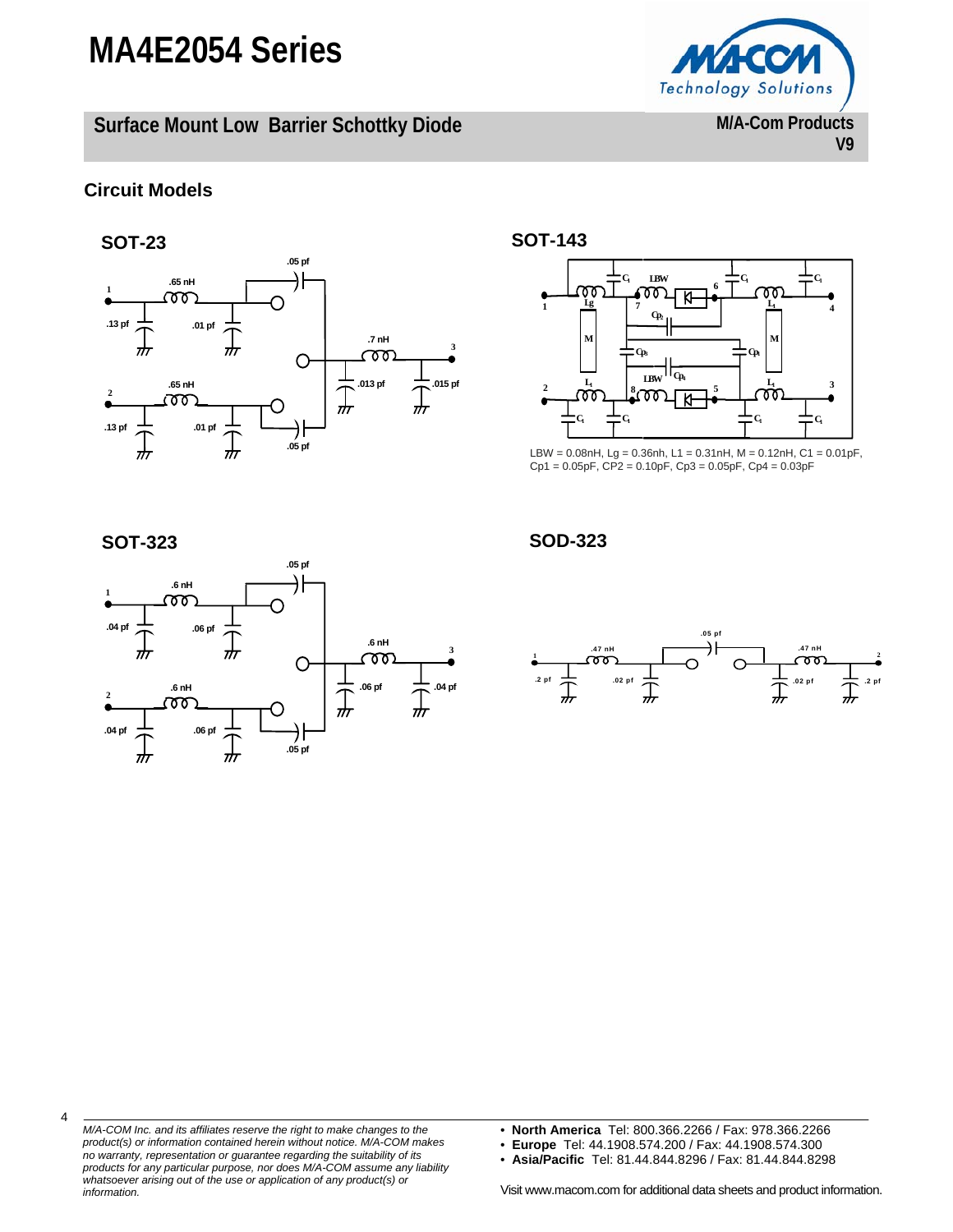## Circuit Models

### SOT-23

### SOT-143

LBW = 0.08nH, Lg = 0.36nh, L1 = 0.31nH, M = 0.12nH, C1 = 0.01pF, Cp1 = 0.05pF, CP2 = 0.10pF, Cp3 = 0.05pF, Cp4 = 0.03pF

### SOT-323

### SOD-323

*M/A-COM Inc. and its affiliates reserve the right to make changes to the product(s) or information contained herein without notice. M/A-COM makes no warranty, representation or guarantee regarding the suitability of its products for any particular purpose, nor does M/A-COM assume any liability whatsoever arising out of the use or application of any product(s) or information.*

- **North America** Tel: 800.366.2266 / Fax: 978.366.2266
- **Europe** Tel: 44.1908.574.200 / Fax: 44.1908.574.300
- **Asia/Pacific** Tel: 81.44.844.8296 / Fax: 81.44.844.8298

Visit www.macom.com for additional data sheets and product information.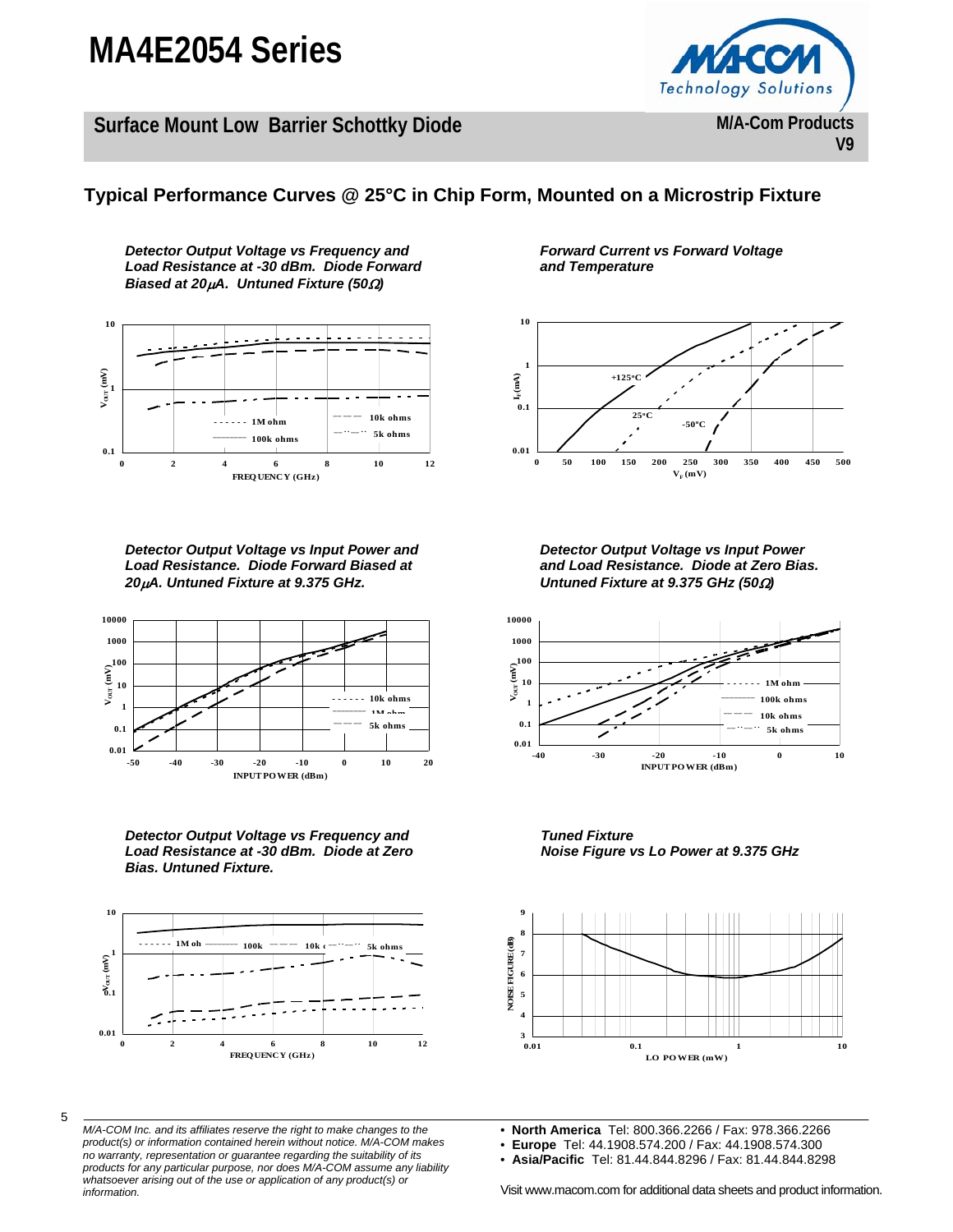## Typical Performance Curves @ 25°C in Chip Form, Mounted on a Microstrip Fixture

***Detector Output Voltage vs Frequency and Load Resistance at -30 dBm. Diode Forward Biased at 20μA. Untuned Fixture (50Ω)***

***Forward Current vs Forward Voltage and Temperature***

***Detector Output Voltage vs Input Power and Load Resistance. Diode Forward Biased at 20μA. Untuned Fixture at 9.375 GHz.***

***Detector Output Voltage vs Input Power and Load Resistance. Diode at Zero Bias. Untuned Fixture at 9.375 GHz (50Ω)***

***Detector Output Voltage vs Frequency and Load Resistance at -30 dBm. Diode at Zero Bias. Untuned Fixture.***

***Tuned Fixture Noise Figure vs Lo Power at 9.375 GHz***

*M/A-COM Inc. and its affiliates reserve the right to make changes to the product(s) or information contained herein without notice. M/A-COM makes no warranty, representation or guarantee regarding the suitability of its products for any particular purpose, nor does M/A-COM assume any liability whatsoever arising out of the use or application of any product(s) or information.*

- **North America** Tel: 800.366.2266 / Fax: 978.366.2266
- **Europe** Tel: 44.1908.574.200 / Fax: 44.1908.574.300
- **Asia/Pacific** Tel: 81.44.844.8296 / Fax: 81.44.844.8298

Visit www.macom.com for additional data sheets and product information.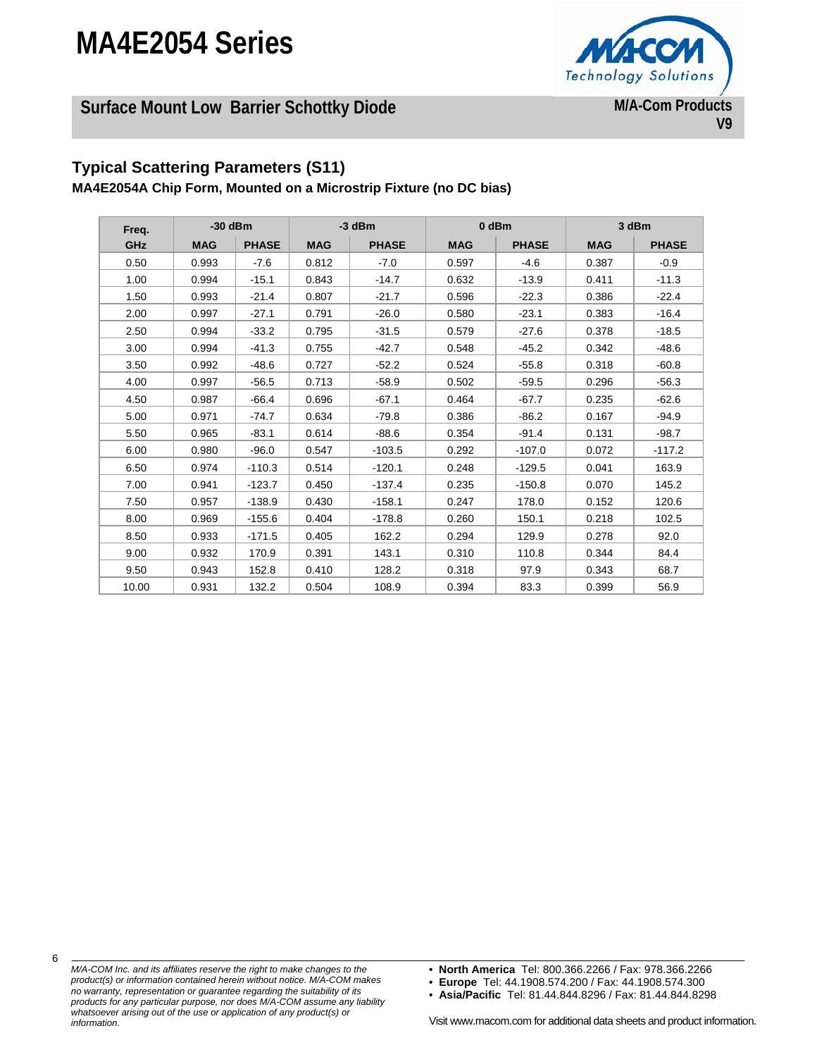## Typical Scattering Parameters (S11)

**MA4E2054A Chip Form, Mounted on a Microstrip Fixture (no DC bias)**

| Freq. | -30 dBm | | -3 dBm | | 0 dBm | | 3 dBm | |
|---|---|---|---|---|---|---|---|---|
| GHz | MAG | PHASE | MAG | PHASE | MAG | PHASE | MAG | PHASE |
| 0.50 | 0.993 | -7.6 | 0.812 | -7.0 | 0.597 | -4.6 | 0.387 | -0.9 |
| 1.00 | 0.994 | -15.1 | 0.843 | -14.7 | 0.632 | -13.9 | 0.411 | -11.3 |
| 1.50 | 0.993 | -21.4 | 0.807 | -21.7 | 0.596 | -22.3 | 0.386 | -22.4 |
| 2.00 | 0.997 | -27.1 | 0.791 | -26.0 | 0.580 | -23.1 | 0.383 | -16.4 |
| 2.50 | 0.994 | -33.2 | 0.795 | -31.5 | 0.579 | -27.6 | 0.378 | -18.5 |
| 3.00 | 0.994 | -41.3 | 0.755 | -42.7 | 0.548 | -45.2 | 0.342 | -48.6 |
| 3.50 | 0.992 | -48.6 | 0.727 | -52.2 | 0.524 | -55.8 | 0.318 | -60.8 |
| 4.00 | 0.997 | -56.5 | 0.713 | -58.9 | 0.502 | -59.5 | 0.296 | -56.3 |
| 4.50 | 0.987 | -66.4 | 0.696 | -67.1 | 0.464 | -67.7 | 0.235 | -62.6 |
| 5.00 | 0.971 | -74.7 | 0.634 | -79.8 | 0.386 | -86.2 | 0.167 | -94.9 |
| 5.50 | 0.965 | -83.1 | 0.614 | -88.6 | 0.354 | -91.4 | 0.131 | -98.7 |
| 6.00 | 0.980 | -96.0 | 0.547 | -103.5 | 0.292 | -107.0 | 0.072 | -117.2 |
| 6.50 | 0.974 | -110.3 | 0.514 | -120.1 | 0.248 | -129.5 | 0.041 | 163.9 |
| 7.00 | 0.941 | -123.7 | 0.450 | -137.4 | 0.235 | -150.8 | 0.070 | 145.2 |
| 7.50 | 0.957 | -138.9 | 0.430 | -158.1 | 0.247 | 178.0 | 0.152 | 120.6 |
| 8.00 | 0.969 | -155.6 | 0.404 | -178.8 | 0.260 | 150.1 | 0.218 | 102.5 |
| 8.50 | 0.933 | -171.5 | 0.405 | 162.2 | 0.294 | 129.9 | 0.278 | 92.0 |
| 9.00 | 0.932 | 170.9 | 0.391 | 143.1 | 0.310 | 110.8 | 0.344 | 84.4 |
| 9.50 | 0.943 | 152.8 | 0.410 | 128.2 | 0.318 | 97.9 | 0.343 | 68.7 |
| 10.00 | 0.931 | 132.2 | 0.504 | 108.9 | 0.394 | 83.3 | 0.399 | 56.9 |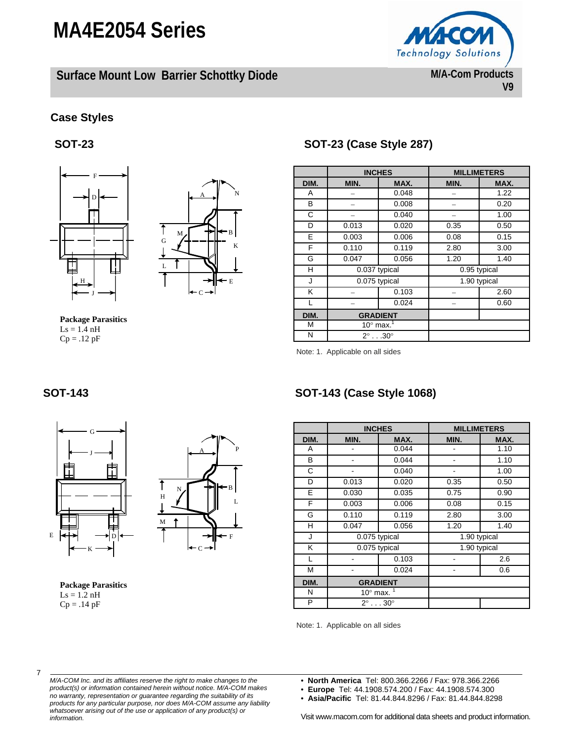# MA4E2054 Series

## Surface Mount Low Barrier Schottky Diode

M/A-Com Products
V9

### Case Styles

### SOT-23

**Package Parasitics**
Ls = 1.4 nH
Cp = .12 pF

### SOT-23 (Case Style 287)

| | INCHES | | MILLIMETERS | |
|---|---|---|---|---|
| DIM. | MIN. | MAX. | MIN. | MAX. |
| A | – | 0.048 | – | 1.22 |
| B | – | 0.008 | – | 0.20 |
| C | – | 0.040 | – | 1.00 |
| D | 0.013 | 0.020 | 0.35 | 0.50 |
| E | 0.003 | 0.006 | 0.08 | 0.15 |
| F | 0.110 | 0.119 | 2.80 | 3.00 |
| G | 0.047 | 0.056 | 1.20 | 1.40 |
| H | 0.037 typical | | 0.95 typical | |
| J | 0.075 typical | | 1.90 typical | |
| K | – | 0.103 | – | 2.60 |
| L | – | 0.024 | – | 0.60 |
| DIM. | GRADIENT | | | |
| M | 10° max.[1] | | | |
| N | 2° . . .30° | | | |

Note: 1. Applicable on all sides

### SOT-143

**Package Parasitics**
Ls = 1.2 nH
Cp = .14 pF

### SOT-143 (Case Style 1068)

| | INCHES | | MILLIMETERS | |
|---|---|---|---|---|
| DIM. | MIN. | MAX. | MIN. | MAX. |
| A | - | 0.044 | - | 1.10 |
| B | - | 0.044 | - | 1.10 |
| C | - | 0.040 | - | 1.00 |
| D | 0.013 | 0.020 | 0.35 | 0.50 |
| E | 0.030 | 0.035 | 0.75 | 0.90 |
| F | 0.003 | 0.006 | 0.08 | 0.15 |
| G | 0.110 | 0.119 | 2.80 | 3.00 |
| H | 0.047 | 0.056 | 1.20 | 1.40 |
| J | 0.075 typical | | 1.90 typical | |
| K | 0.075 typical | | 1.90 typical | |
| L | - | 0.103 | - | 2.6 |
| M | - | 0.024 | - | 0.6 |
| DIM. | GRADIENT | | | |
| N | 10° max. [1] | | | |
| P | 2° . . . 30° | | | |

Note: 1. Applicable on all sides

*M/A-COM Inc. and its affiliates reserve the right to make changes to the product(s) or information contained herein without notice. M/A-COM makes no warranty, representation or guarantee regarding the suitability of its products for any particular purpose, nor does M/A-COM assume any liability whatsoever arising out of the use or application of any product(s) or information.*

- **North America** Tel: 800.366.2266 / Fax: 978.366.2266
- **Europe** Tel: 44.1908.574.200 / Fax: 44.1908.574.300
- **Asia/Pacific** Tel: 81.44.844.8296 / Fax: 81.44.844.8298

Visit www.macom.com for additional data sheets and product information.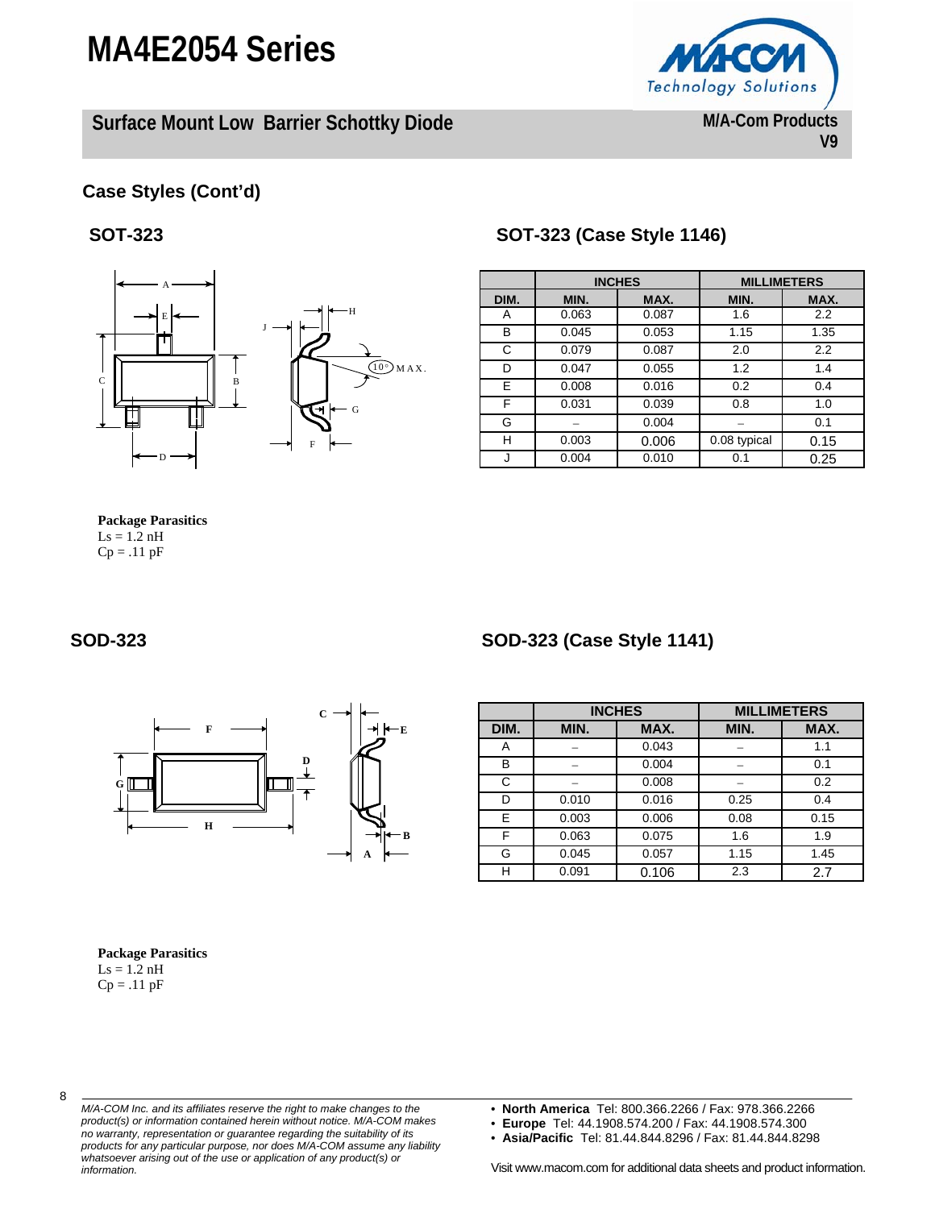# MA4E2054 Series

## Surface Mount Low Barrier Schottky Diode

M/A-Com Products
V9

### Case Styles (Cont'd)

### SOT-323

### SOT-323 (Case Style 1146)

| | INCHES | | MILLIMETERS | |
|---|---|---|---|---|
| DIM. | MIN. | MAX. | MIN. | MAX. |
| A | 0.063 | 0.087 | 1.6 | 2.2 |
| B | 0.045 | 0.053 | 1.15 | 1.35 |
| C | 0.079 | 0.087 | 2.0 | 2.2 |
| D | 0.047 | 0.055 | 1.2 | 1.4 |
| E | 0.008 | 0.016 | 0.2 | 0.4 |
| F | 0.031 | 0.039 | 0.8 | 1.0 |
| G | – | 0.004 | – | 0.1 |
| H | 0.003 | 0.006 | 0.08 typical | 0.15 |
| J | 0.004 | 0.010 | 0.1 | 0.25 |

**Package Parasitics**
Ls = 1.2 nH
Cp = .11 pF

### SOD-323

### SOD-323 (Case Style 1141)

| | INCHES | | MILLIMETERS | |
|---|---|---|---|---|
| DIM. | MIN. | MAX. | MIN. | MAX. |
| A | – | 0.043 | – | 1.1 |
| B | – | 0.004 | – | 0.1 |
| C | – | 0.008 | – | 0.2 |
| D | 0.010 | 0.016 | 0.25 | 0.4 |
| E | 0.003 | 0.006 | 0.08 | 0.15 |
| F | 0.063 | 0.075 | 1.6 | 1.9 |
| G | 0.045 | 0.057 | 1.15 | 1.45 |
| H | 0.091 | 0.106 | 2.3 | 2.7 |

**Package Parasitics**
Ls = 1.2 nH
Cp = .11 pF

*M/A-COM Inc. and its affiliates reserve the right to make changes to the product(s) or information contained herein without notice. M/A-COM makes no warranty, representation or guarantee regarding the suitability of its products for any particular purpose, nor does M/A-COM assume any liability whatsoever arising out of the use or application of any product(s) or information.*

- **North America** Tel: 800.366.2266 / Fax: 978.366.2266
- **Europe** Tel: 44.1908.574.200 / Fax: 44.1908.574.300
- **Asia/Pacific** Tel: 81.44.844.8296 / Fax: 81.44.844.8298

Visit www.macom.com for additional data sheets and product information.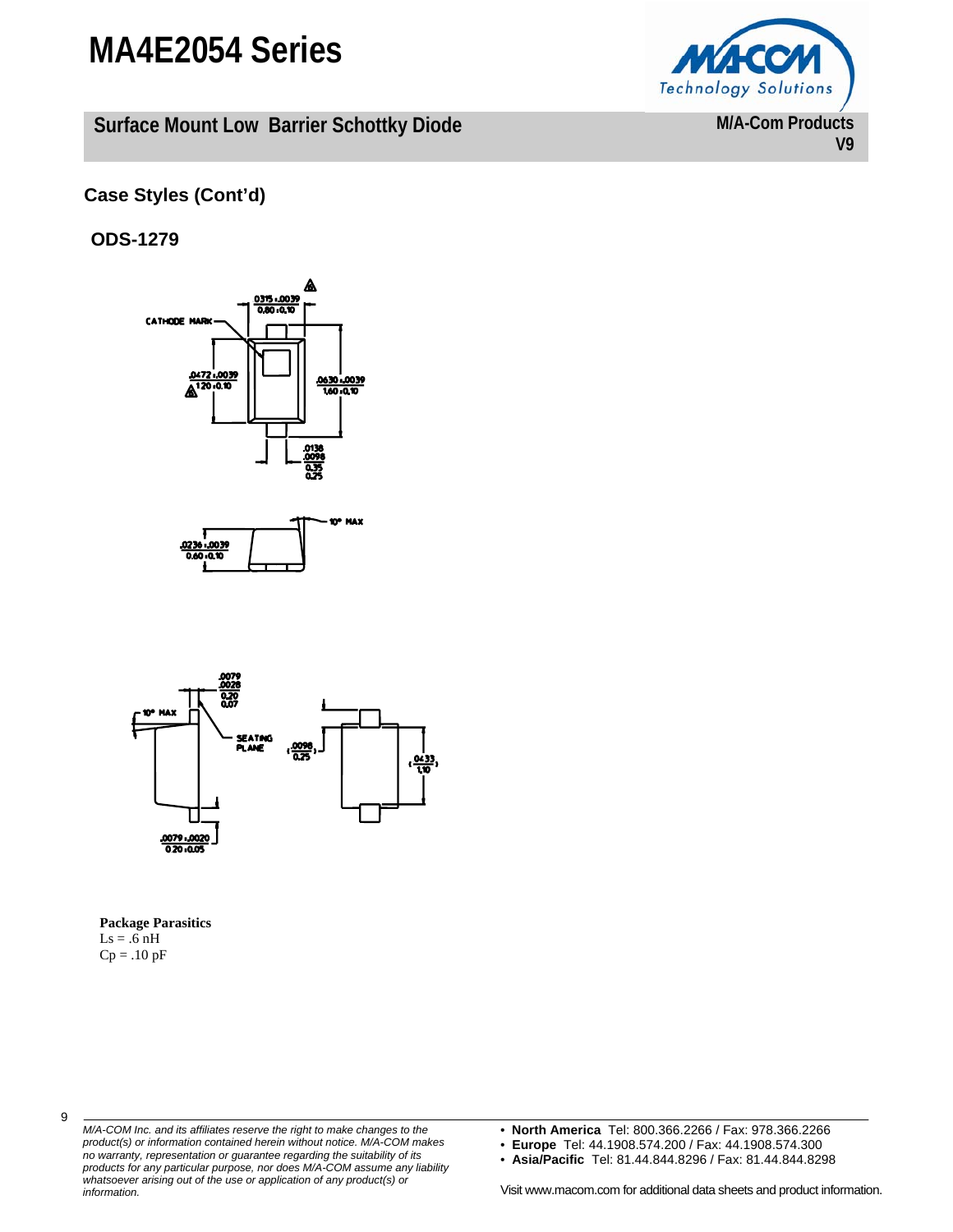## Case Styles (Cont'd)

### ODS-1279

CATHODE MARK

.0315 ±.0039
0.80 ±0.10

.0472 ±.0039
1.20 ±0.10

.0630 ±.0039
1.60 ±0.10

.0138
.0098
0.35
0.25

10° MAX

.0236 ±.0039
0.60 ±0.10

.0079
.0028
0.20
0.07

10° MAX

SEATING PLANE

(.0098 / 0.25)

(.0433 / 1.10)

.0079 ±.0020
0.20 ±0.05

**Package Parasitics**
Ls = .6 nH
Cp = .10 pF

*M/A-COM Inc. and its affiliates reserve the right to make changes to the product(s) or information contained herein without notice. M/A-COM makes no warranty, representation or guarantee regarding the suitability of its products for any particular purpose, nor does M/A-COM assume any liability whatsoever arising out of the use or application of any product(s) or information.*

- **North America** Tel: 800.366.2266 / Fax: 978.366.2266
- **Europe** Tel: 44.1908.574.200 / Fax: 44.1908.574.300
- **Asia/Pacific** Tel: 81.44.844.8296 / Fax: 81.44.844.8298

Visit www.macom.com for additional data sheets and product information.